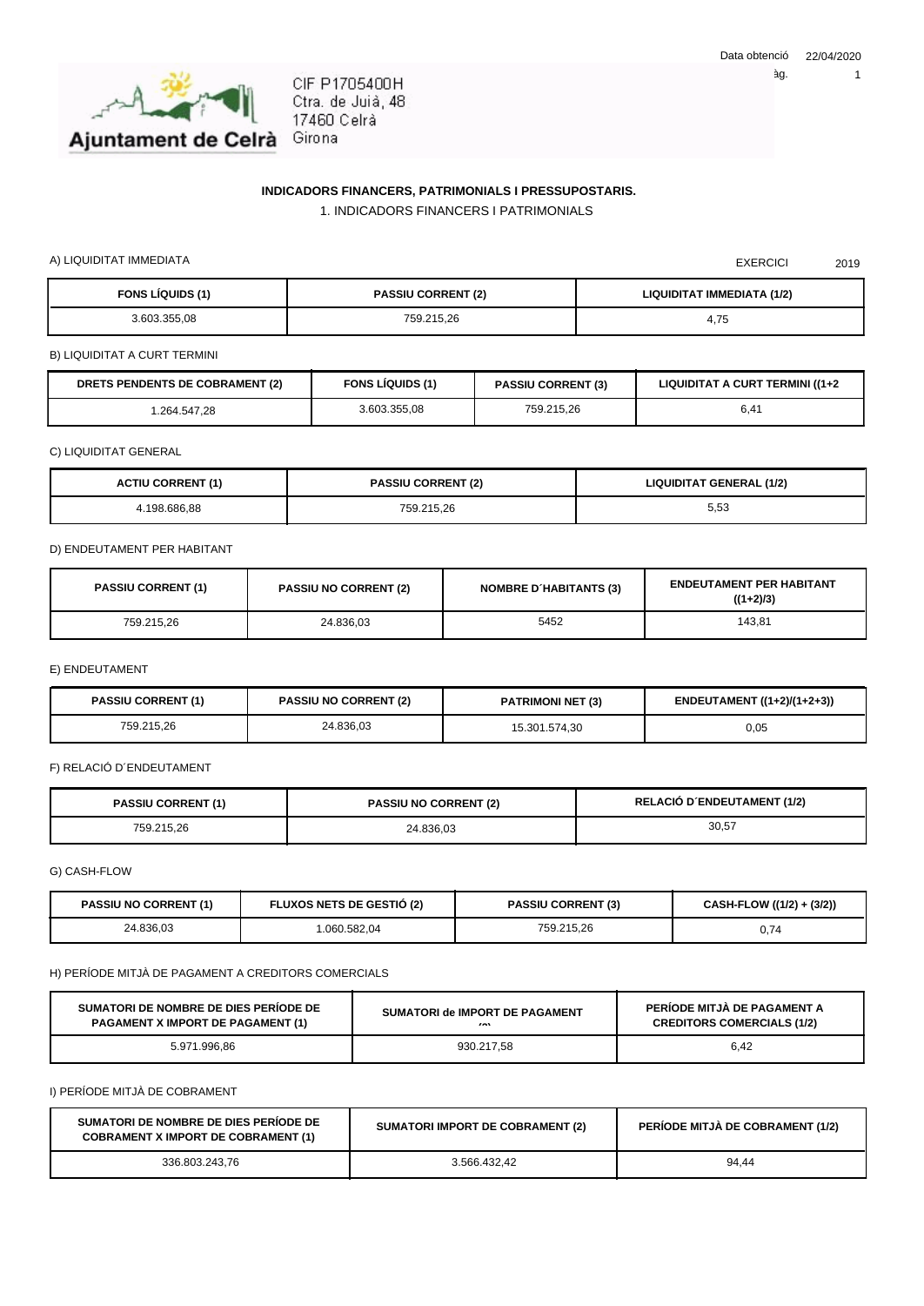Data obtenció 22/04/2020

Ajuntament de Celrà

CIF P1705400H
Ctra. de Juià, 48
17460 Celrà
Girona

## INDICADORS FINANCERS, PATRIMONIALS I PRESSUPOSTARIS.

### 1. INDICADORS FINANCERS I PATRIMONIALS

A) LIQUIDITAT IMMEDIATA

EXERCICI 2019

| FONS LÍQUIDS (1) | PASSIU CORRENT (2) | LIQUIDITAT IMMEDIATA (1/2) |
| --- | --- | --- |
| 3.603.355,08 | 759.215,26 | 4,75 |

B) LIQUIDITAT A CURT TERMINI

| DRETS PENDENTS DE COBRAMENT (2) | FONS LÍQUIDS (1) | PASSIU CORRENT (3) | LIQUIDITAT A CURT TERMINI ((1+2 |
| --- | --- | --- | --- |
| 1.264.547,28 | 3.603.355,08 | 759.215,26 | 6,41 |

C) LIQUIDITAT GENERAL

| ACTIU CORRENT (1) | PASSIU CORRENT (2) | LIQUIDITAT GENERAL (1/2) |
| --- | --- | --- |
| 4.198.686,88 | 759.215,26 | 5,53 |

D) ENDEUTAMENT PER HABITANT

| PASSIU CORRENT (1) | PASSIU NO CORRENT (2) | NOMBRE D´HABITANTS (3) | ENDEUTAMENT PER HABITANT ((1+2)/3) |
| --- | --- | --- | --- |
| 759.215,26 | 24.836,03 | 5452 | 143,81 |

E) ENDEUTAMENT

| PASSIU CORRENT (1) | PASSIU NO CORRENT (2) | PATRIMONI NET (3) | ENDEUTAMENT ((1+2)/(1+2+3)) |
| --- | --- | --- | --- |
| 759.215,26 | 24.836,03 | 15.301.574,30 | 0,05 |

F) RELACIÓ D´ENDEUTAMENT

| PASSIU CORRENT (1) | PASSIU NO CORRENT (2) | RELACIÓ D´ENDEUTAMENT (1/2) |
| --- | --- | --- |
| 759.215,26 | 24.836,03 | 30,57 |

G) CASH-FLOW

| PASSIU NO CORRENT (1) | FLUXOS NETS DE GESTIÓ (2) | PASSIU CORRENT (3) | CASH-FLOW ((1/2) + (3/2)) |
| --- | --- | --- | --- |
| 24.836,03 | 1.060.582,04 | 759.215,26 | 0,74 |

H) PERÍODE MITJÀ DE PAGAMENT A CREDITORS COMERCIALS

| SUMATORI DE NOMBRE DE DIES PERÍODE DE PAGAMENT X IMPORT DE PAGAMENT (1) | SUMATORI de IMPORT DE PAGAMENT (2) | PERÍODE MITJÀ DE PAGAMENT A CREDITORS COMERCIALS (1/2) |
| --- | --- | --- |
| 5.971.996,86 | 930.217,58 | 6,42 |

I) PERÍODE MITJÀ DE COBRAMENT

| SUMATORI DE NOMBRE DE DIES PERÍODE DE COBRAMENT X IMPORT DE COBRAMENT (1) | SUMATORI IMPORT DE COBRAMENT (2) | PERÍODE MITJÀ DE COBRAMENT (1/2) |
| --- | --- | --- |
| 336.803.243,76 | 3.566.432,42 | 94,44 |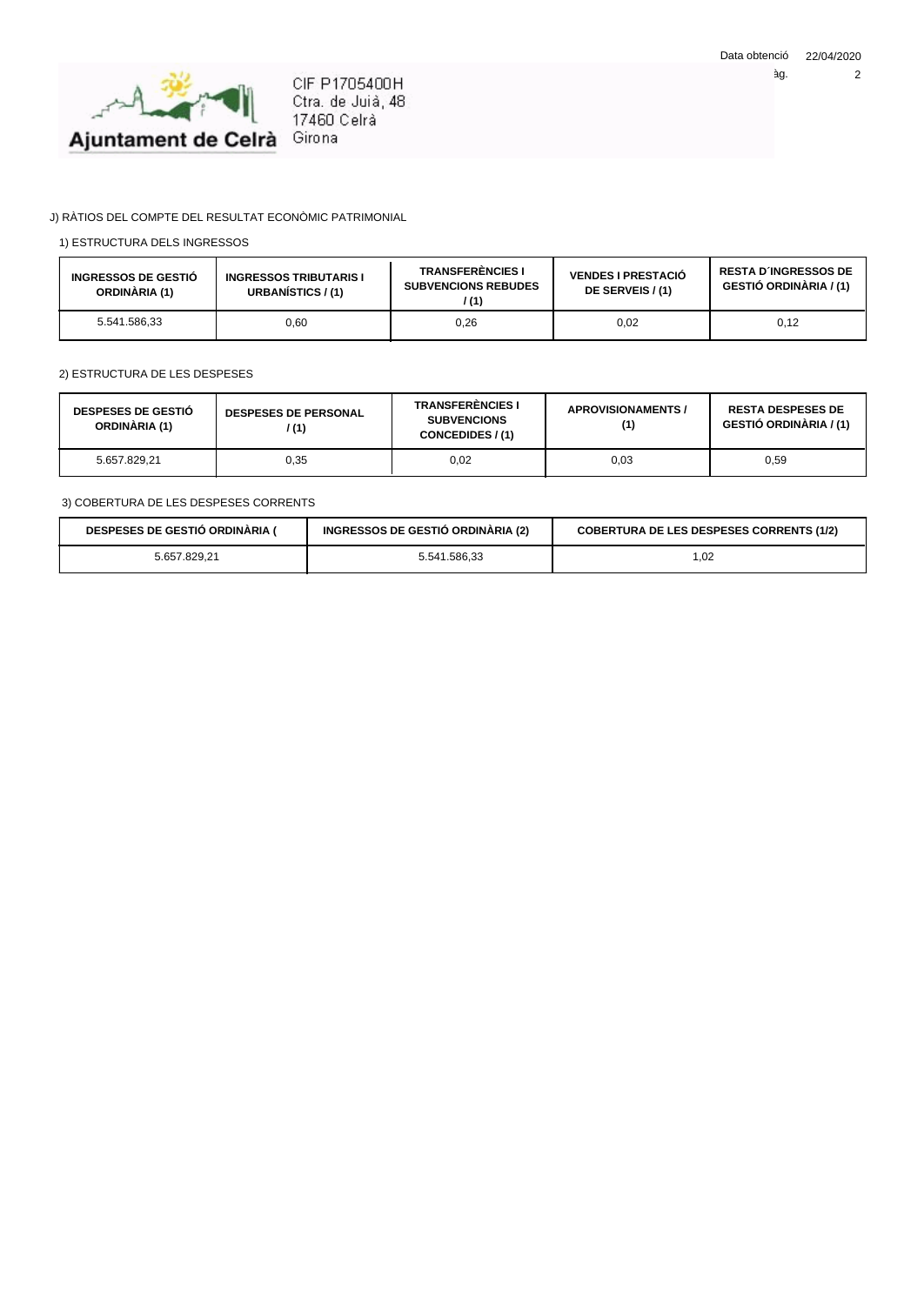CIF P1705400H
Ctra. de Juià, 48
17460 Celrà
Girona

Ajuntament de Celrà

Data obtenció 22/04/2020

J) RÀTIOS DEL COMPTE DEL RESULTAT ECONÒMIC PATRIMONIAL

1) ESTRUCTURA DELS INGRESSOS

| INGRESSOS DE GESTIÓ ORDINÀRIA (1) | INGRESSOS TRIBUTARIS I URBANÍSTICS / (1) | TRANSFERÈNCIES I SUBVENCIONS REBUDES / (1) | VENDES I PRESTACIÓ DE SERVEIS / (1) | RESTA D´INGRESSOS DE GESTIÓ ORDINÀRIA / (1) |
|---|---|---|---|---|
| 5.541.586,33 | 0,60 | 0,26 | 0,02 | 0,12 |

2) ESTRUCTURA DE LES DESPESES

| DESPESES DE GESTIÓ ORDINÀRIA (1) | DESPESES DE PERSONAL / (1) | TRANSFERÈNCIES I SUBVENCIONS CONCEDIDES / (1) | APROVISIONAMENTS / (1) | RESTA DESPESES DE GESTIÓ ORDINÀRIA / (1) |
|---|---|---|---|---|
| 5.657.829,21 | 0,35 | 0,02 | 0,03 | 0,59 |

3) COBERTURA DE LES DESPESES CORRENTS

| DESPESES DE GESTIÓ ORDINÀRIA ( | INGRESSOS DE GESTIÓ ORDINÀRIA (2) | COBERTURA DE LES DESPESES CORRENTS (1/2) |
|---|---|---|
| 5.657.829,21 | 5.541.586,33 | 1,02 |